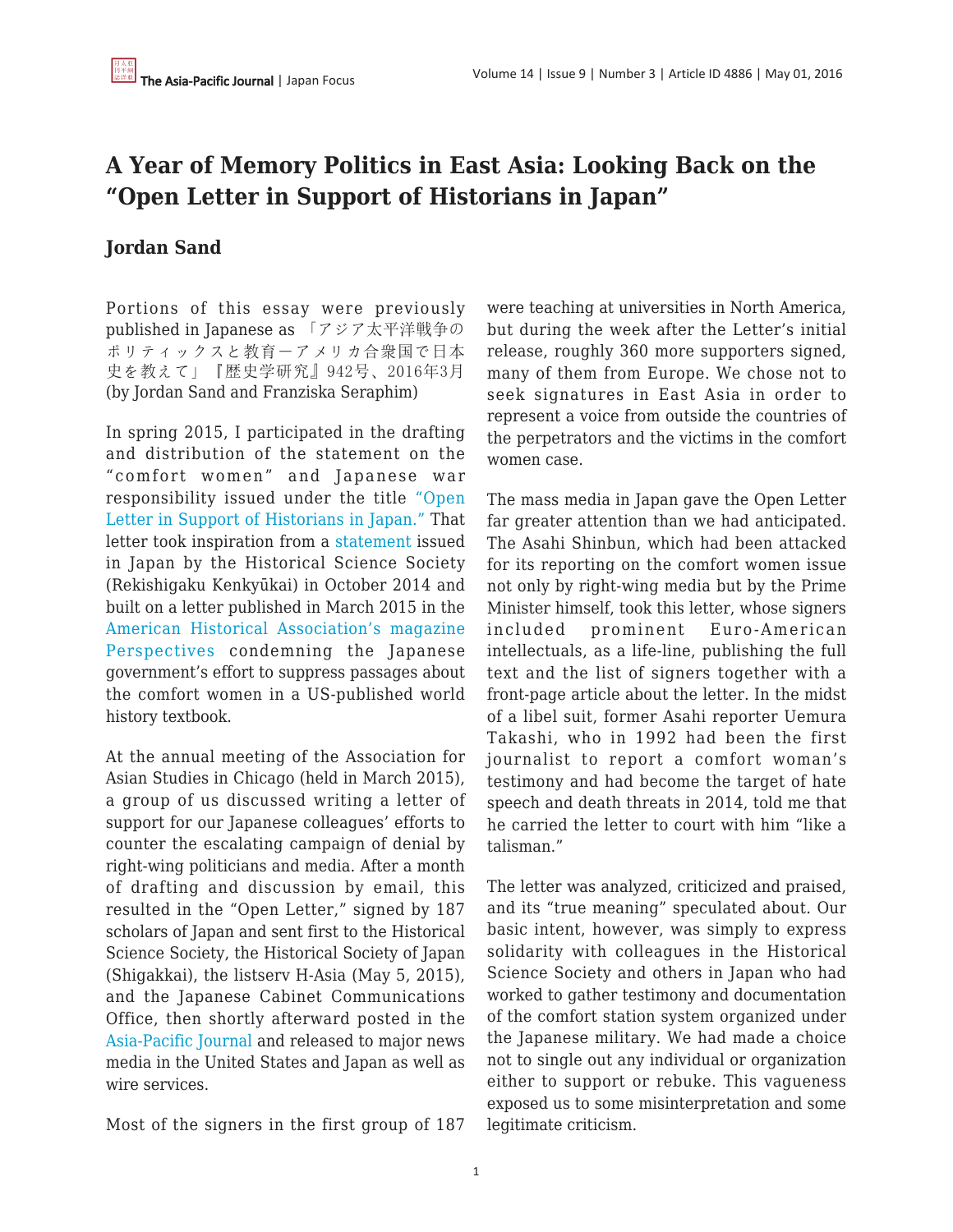# A Year of Memory Politics in East Asia: Looking Back on the "Open Letter in Support of Historians in Japan"

## Jordan Sand

Portions of this essay were previously published in Japanese as 「アジア太平洋戦争のポリティックスと教育ーアメリカ合衆国で日本史を教えて」『歴史学研究』942号、2016年3月 (by Jordan Sand and Franziska Seraphim)

In spring 2015, I participated in the drafting and distribution of the statement on the "comfort women" and Japanese war responsibility issued under the title "Open Letter in Support of Historians in Japan." That letter took inspiration from a statement issued in Japan by the Historical Science Society (Rekishigaku Kenkyūkai) in October 2014 and built on a letter published in March 2015 in the American Historical Association's magazine Perspectives condemning the Japanese government's effort to suppress passages about the comfort women in a US-published world history textbook.

At the annual meeting of the Association for Asian Studies in Chicago (held in March 2015), a group of us discussed writing a letter of support for our Japanese colleagues' efforts to counter the escalating campaign of denial by right-wing politicians and media. After a month of drafting and discussion by email, this resulted in the "Open Letter," signed by 187 scholars of Japan and sent first to the Historical Science Society, the Historical Society of Japan (Shigakkai), the listserv H-Asia (May 5, 2015), and the Japanese Cabinet Communications Office, then shortly afterward posted in the Asia-Pacific Journal and released to major news media in the United States and Japan as well as wire services.

Most of the signers in the first group of 187 were teaching at universities in North America, but during the week after the Letter's initial release, roughly 360 more supporters signed, many of them from Europe. We chose not to seek signatures in East Asia in order to represent a voice from outside the countries of the perpetrators and the victims in the comfort women case.

The mass media in Japan gave the Open Letter far greater attention than we had anticipated. The Asahi Shinbun, which had been attacked for its reporting on the comfort women issue not only by right-wing media but by the Prime Minister himself, took this letter, whose signers included prominent Euro-American intellectuals, as a life-line, publishing the full text and the list of signers together with a front-page article about the letter. In the midst of a libel suit, former Asahi reporter Uemura Takashi, who in 1992 had been the first journalist to report a comfort woman's testimony and had become the target of hate speech and death threats in 2014, told me that he carried the letter to court with him "like a talisman."

The letter was analyzed, criticized and praised, and its "true meaning" speculated about. Our basic intent, however, was simply to express solidarity with colleagues in the Historical Science Society and others in Japan who had worked to gather testimony and documentation of the comfort station system organized under the Japanese military. We had made a choice not to single out any individual or organization either to support or rebuke. This vagueness exposed us to some misinterpretation and some legitimate criticism.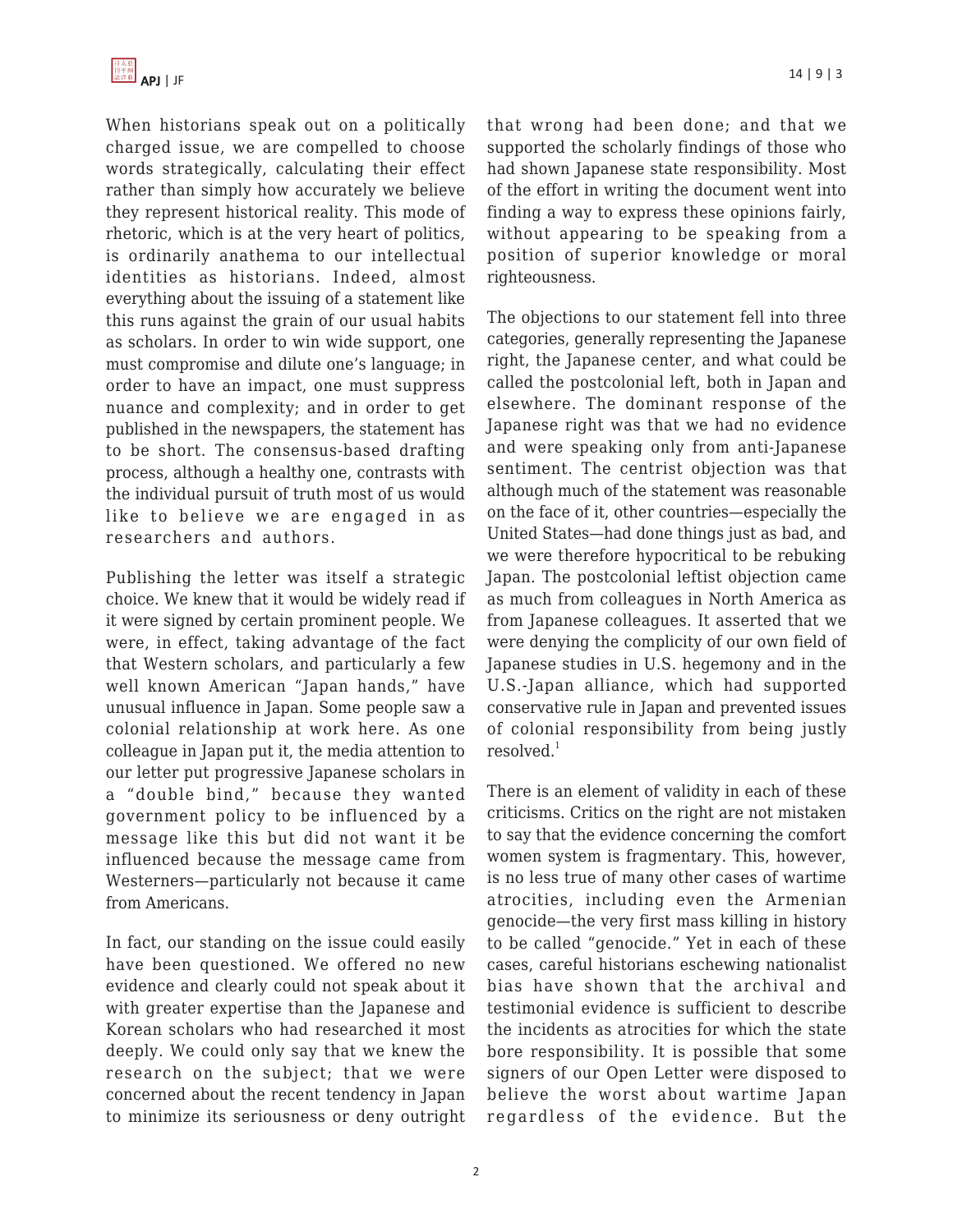When historians speak out on a politically charged issue, we are compelled to choose words strategically, calculating their effect rather than simply how accurately we believe they represent historical reality. This mode of rhetoric, which is at the very heart of politics, is ordinarily anathema to our intellectual identities as historians. Indeed, almost everything about the issuing of a statement like this runs against the grain of our usual habits as scholars. In order to win wide support, one must compromise and dilute one's language; in order to have an impact, one must suppress nuance and complexity; and in order to get published in the newspapers, the statement has to be short. The consensus-based drafting process, although a healthy one, contrasts with the individual pursuit of truth most of us would like to believe we are engaged in as researchers and authors.

Publishing the letter was itself a strategic choice. We knew that it would be widely read if it were signed by certain prominent people. We were, in effect, taking advantage of the fact that Western scholars, and particularly a few well known American "Japan hands," have unusual influence in Japan. Some people saw a colonial relationship at work here. As one colleague in Japan put it, the media attention to our letter put progressive Japanese scholars in a "double bind," because they wanted government policy to be influenced by a message like this but did not want it be influenced because the message came from Westerners—particularly not because it came from Americans.

In fact, our standing on the issue could easily have been questioned. We offered no new evidence and clearly could not speak about it with greater expertise than the Japanese and Korean scholars who had researched it most deeply. We could only say that we knew the research on the subject; that we were concerned about the recent tendency in Japan to minimize its seriousness or deny outright that wrong had been done; and that we supported the scholarly findings of those who had shown Japanese state responsibility. Most of the effort in writing the document went into finding a way to express these opinions fairly, without appearing to be speaking from a position of superior knowledge or moral righteousness.

The objections to our statement fell into three categories, generally representing the Japanese right, the Japanese center, and what could be called the postcolonial left, both in Japan and elsewhere. The dominant response of the Japanese right was that we had no evidence and were speaking only from anti-Japanese sentiment. The centrist objection was that although much of the statement was reasonable on the face of it, other countries—especially the United States—had done things just as bad, and we were therefore hypocritical to be rebuking Japan. The postcolonial leftist objection came as much from colleagues in North America as from Japanese colleagues. It asserted that we were denying the complicity of our own field of Japanese studies in U.S. hegemony and in the U.S.-Japan alliance, which had supported conservative rule in Japan and prevented issues of colonial responsibility from being justly resolved.[1]

There is an element of validity in each of these criticisms. Critics on the right are not mistaken to say that the evidence concerning the comfort women system is fragmentary. This, however, is no less true of many other cases of wartime atrocities, including even the Armenian genocide—the very first mass killing in history to be called "genocide." Yet in each of these cases, careful historians eschewing nationalist bias have shown that the archival and testimonial evidence is sufficient to describe the incidents as atrocities for which the state bore responsibility. It is possible that some signers of our Open Letter were disposed to believe the worst about wartime Japan regardless of the evidence. But the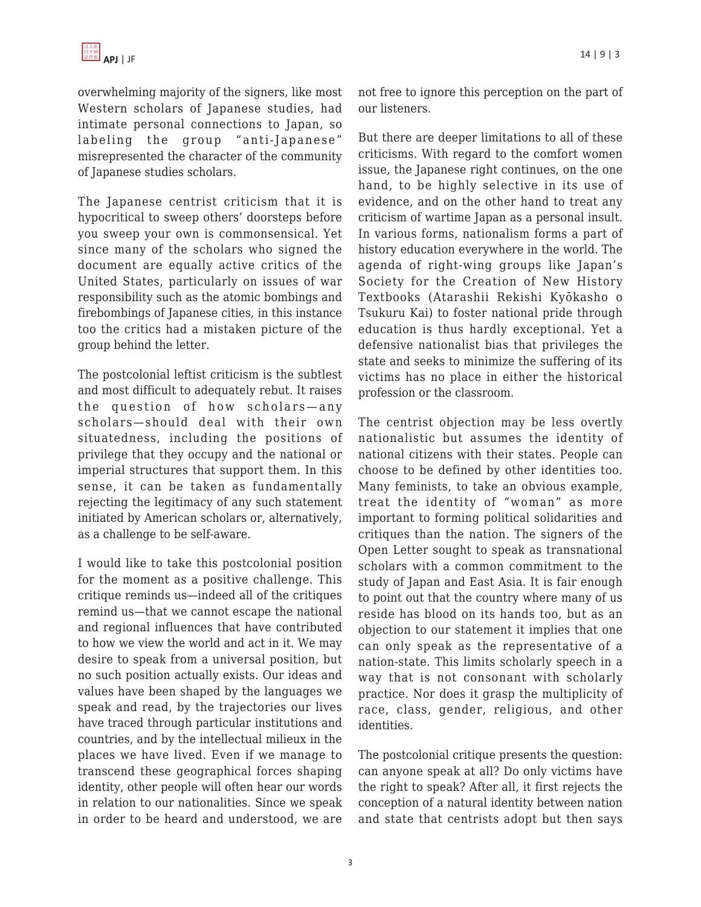overwhelming majority of the signers, like most Western scholars of Japanese studies, had intimate personal connections to Japan, so labeling the group "anti-Japanese" misrepresented the character of the community of Japanese studies scholars.

The Japanese centrist criticism that it is hypocritical to sweep others' doorsteps before you sweep your own is commonsensical. Yet since many of the scholars who signed the document are equally active critics of the United States, particularly on issues of war responsibility such as the atomic bombings and firebombings of Japanese cities, in this instance too the critics had a mistaken picture of the group behind the letter.

The postcolonial leftist criticism is the subtlest and most difficult to adequately rebut. It raises the question of how scholars—any scholars—should deal with their own situatedness, including the positions of privilege that they occupy and the national or imperial structures that support them. In this sense, it can be taken as fundamentally rejecting the legitimacy of any such statement initiated by American scholars or, alternatively, as a challenge to be self-aware.

I would like to take this postcolonial position for the moment as a positive challenge. This critique reminds us—indeed all of the critiques remind us—that we cannot escape the national and regional influences that have contributed to how we view the world and act in it. We may desire to speak from a universal position, but no such position actually exists. Our ideas and values have been shaped by the languages we speak and read, by the trajectories our lives have traced through particular institutions and countries, and by the intellectual milieux in the places we have lived. Even if we manage to transcend these geographical forces shaping identity, other people will often hear our words in relation to our nationalities. Since we speak in order to be heard and understood, we are not free to ignore this perception on the part of our listeners.

But there are deeper limitations to all of these criticisms. With regard to the comfort women issue, the Japanese right continues, on the one hand, to be highly selective in its use of evidence, and on the other hand to treat any criticism of wartime Japan as a personal insult. In various forms, nationalism forms a part of history education everywhere in the world. The agenda of right-wing groups like Japan's Society for the Creation of New History Textbooks (Atarashii Rekishi Kyōkasho o Tsukuru Kai) to foster national pride through education is thus hardly exceptional. Yet a defensive nationalist bias that privileges the state and seeks to minimize the suffering of its victims has no place in either the historical profession or the classroom.

The centrist objection may be less overtly nationalistic but assumes the identity of national citizens with their states. People can choose to be defined by other identities too. Many feminists, to take an obvious example, treat the identity of "woman" as more important to forming political solidarities and critiques than the nation. The signers of the Open Letter sought to speak as transnational scholars with a common commitment to the study of Japan and East Asia. It is fair enough to point out that the country where many of us reside has blood on its hands too, but as an objection to our statement it implies that one can only speak as the representative of a nation-state. This limits scholarly speech in a way that is not consonant with scholarly practice. Nor does it grasp the multiplicity of race, class, gender, religious, and other identities.

The postcolonial critique presents the question: can anyone speak at all? Do only victims have the right to speak? After all, it first rejects the conception of a natural identity between nation and state that centrists adopt but then says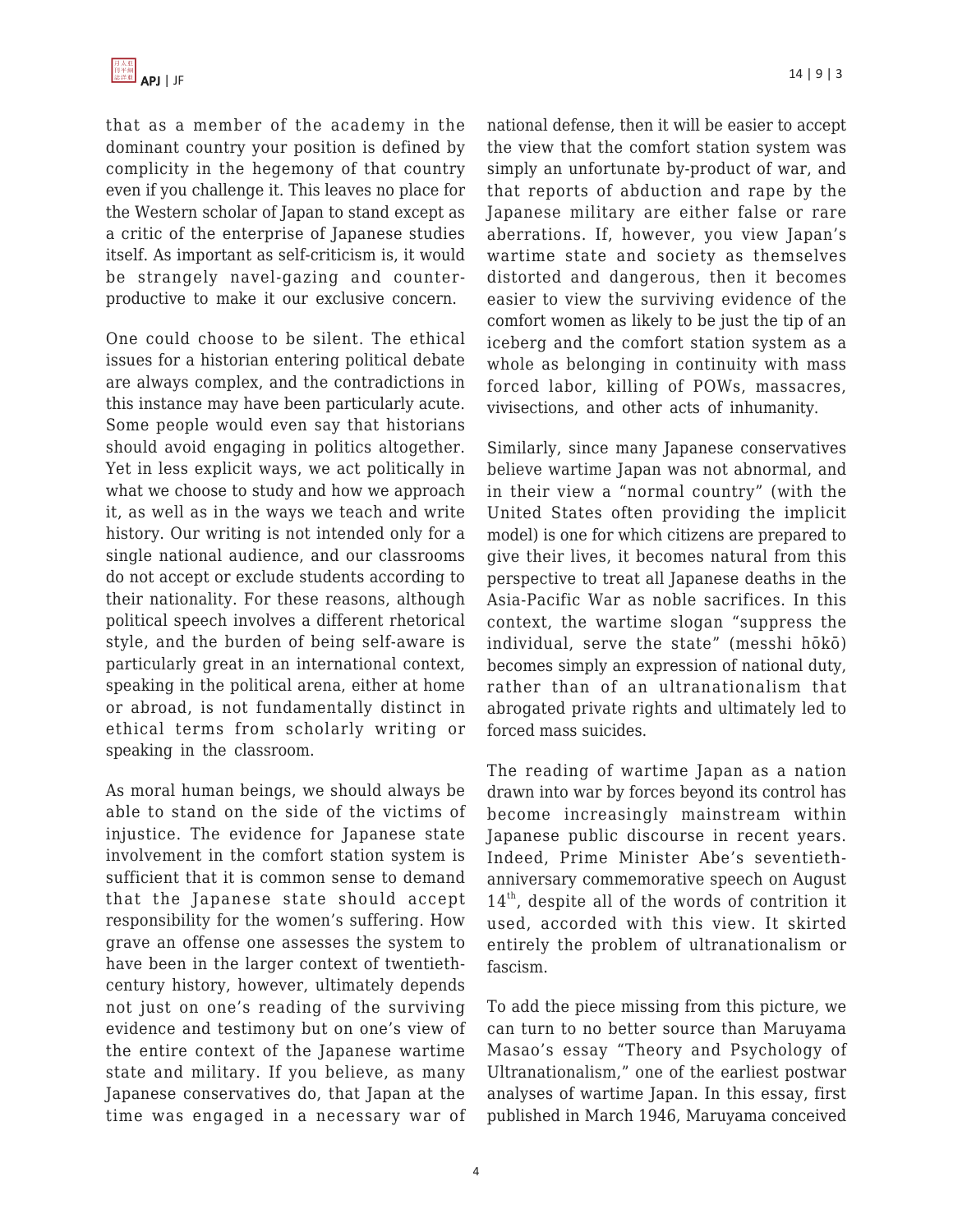that as a member of the academy in the dominant country your position is defined by complicity in the hegemony of that country even if you challenge it. This leaves no place for the Western scholar of Japan to stand except as a critic of the enterprise of Japanese studies itself. As important as self-criticism is, it would be strangely navel-gazing and counter-productive to make it our exclusive concern.

One could choose to be silent. The ethical issues for a historian entering political debate are always complex, and the contradictions in this instance may have been particularly acute. Some people would even say that historians should avoid engaging in politics altogether. Yet in less explicit ways, we act politically in what we choose to study and how we approach it, as well as in the ways we teach and write history. Our writing is not intended only for a single national audience, and our classrooms do not accept or exclude students according to their nationality. For these reasons, although political speech involves a different rhetorical style, and the burden of being self-aware is particularly great in an international context, speaking in the political arena, either at home or abroad, is not fundamentally distinct in ethical terms from scholarly writing or speaking in the classroom.

As moral human beings, we should always be able to stand on the side of the victims of injustice. The evidence for Japanese state involvement in the comfort station system is sufficient that it is common sense to demand that the Japanese state should accept responsibility for the women's suffering. How grave an offense one assesses the system to have been in the larger context of twentieth-century history, however, ultimately depends not just on one's reading of the surviving evidence and testimony but on one's view of the entire context of the Japanese wartime state and military. If you believe, as many Japanese conservatives do, that Japan at the time was engaged in a necessary war of national defense, then it will be easier to accept the view that the comfort station system was simply an unfortunate by-product of war, and that reports of abduction and rape by the Japanese military are either false or rare aberrations. If, however, you view Japan's wartime state and society as themselves distorted and dangerous, then it becomes easier to view the surviving evidence of the comfort women as likely to be just the tip of an iceberg and the comfort station system as a whole as belonging in continuity with mass forced labor, killing of POWs, massacres, vivisections, and other acts of inhumanity.

Similarly, since many Japanese conservatives believe wartime Japan was not abnormal, and in their view a "normal country" (with the United States often providing the implicit model) is one for which citizens are prepared to give their lives, it becomes natural from this perspective to treat all Japanese deaths in the Asia-Pacific War as noble sacrifices. In this context, the wartime slogan "suppress the individual, serve the state" (messhi hōkō) becomes simply an expression of national duty, rather than of an ultranationalism that abrogated private rights and ultimately led to forced mass suicides.

The reading of wartime Japan as a nation drawn into war by forces beyond its control has become increasingly mainstream within Japanese public discourse in recent years. Indeed, Prime Minister Abe's seventieth-anniversary commemorative speech on August 14th, despite all of the words of contrition it used, accorded with this view. It skirted entirely the problem of ultranationalism or fascism.

To add the piece missing from this picture, we can turn to no better source than Maruyama Masao's essay "Theory and Psychology of Ultranationalism," one of the earliest postwar analyses of wartime Japan. In this essay, first published in March 1946, Maruyama conceived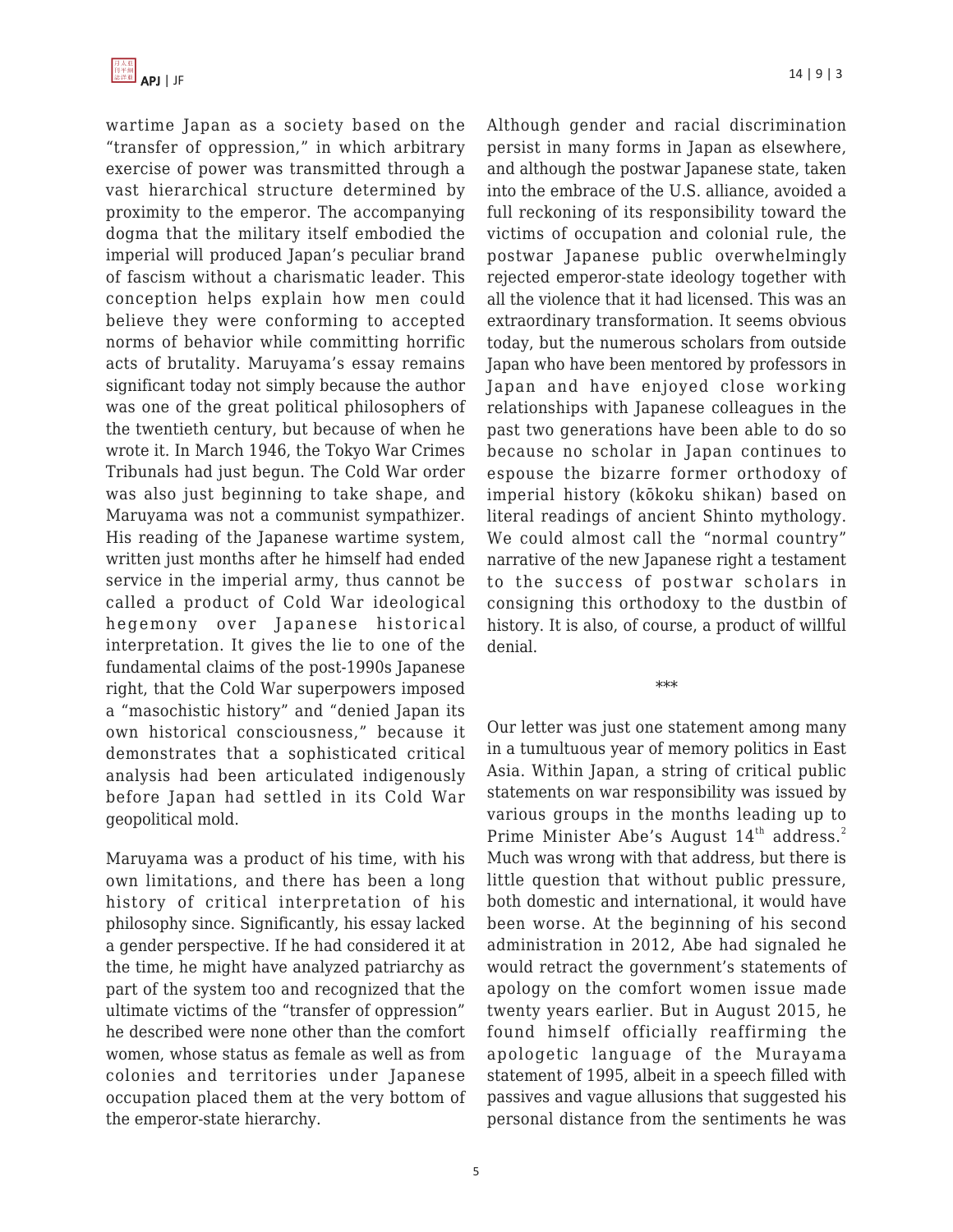wartime Japan as a society based on the "transfer of oppression," in which arbitrary exercise of power was transmitted through a vast hierarchical structure determined by proximity to the emperor. The accompanying dogma that the military itself embodied the imperial will produced Japan's peculiar brand of fascism without a charismatic leader. This conception helps explain how men could believe they were conforming to accepted norms of behavior while committing horrific acts of brutality. Maruyama's essay remains significant today not simply because the author was one of the great political philosophers of the twentieth century, but because of when he wrote it. In March 1946, the Tokyo War Crimes Tribunals had just begun. The Cold War order was also just beginning to take shape, and Maruyama was not a communist sympathizer. His reading of the Japanese wartime system, written just months after he himself had ended service in the imperial army, thus cannot be called a product of Cold War ideological hegemony over Japanese historical interpretation. It gives the lie to one of the fundamental claims of the post-1990s Japanese right, that the Cold War superpowers imposed a "masochistic history" and "denied Japan its own historical consciousness," because it demonstrates that a sophisticated critical analysis had been articulated indigenously before Japan had settled in its Cold War geopolitical mold.

Maruyama was a product of his time, with his own limitations, and there has been a long history of critical interpretation of his philosophy since. Significantly, his essay lacked a gender perspective. If he had considered it at the time, he might have analyzed patriarchy as part of the system too and recognized that the ultimate victims of the "transfer of oppression" he described were none other than the comfort women, whose status as female as well as from colonies and territories under Japanese occupation placed them at the very bottom of the emperor-state hierarchy.

Although gender and racial discrimination persist in many forms in Japan as elsewhere, and although the postwar Japanese state, taken into the embrace of the U.S. alliance, avoided a full reckoning of its responsibility toward the victims of occupation and colonial rule, the postwar Japanese public overwhelmingly rejected emperor-state ideology together with all the violence that it had licensed. This was an extraordinary transformation. It seems obvious today, but the numerous scholars from outside Japan who have been mentored by professors in Japan and have enjoyed close working relationships with Japanese colleagues in the past two generations have been able to do so because no scholar in Japan continues to espouse the bizarre former orthodoxy of imperial history (kōkoku shikan) based on literal readings of ancient Shinto mythology. We could almost call the "normal country" narrative of the new Japanese right a testament to the success of postwar scholars in consigning this orthodoxy to the dustbin of history. It is also, of course, a product of willful denial.

***

Our letter was just one statement among many in a tumultuous year of memory politics in East Asia. Within Japan, a string of critical public statements on war responsibility was issued by various groups in the months leading up to Prime Minister Abe's August 14th address.[2] Much was wrong with that address, but there is little question that without public pressure, both domestic and international, it would have been worse. At the beginning of his second administration in 2012, Abe had signaled he would retract the government's statements of apology on the comfort women issue made twenty years earlier. But in August 2015, he found himself officially reaffirming the apologetic language of the Murayama statement of 1995, albeit in a speech filled with passives and vague allusions that suggested his personal distance from the sentiments he was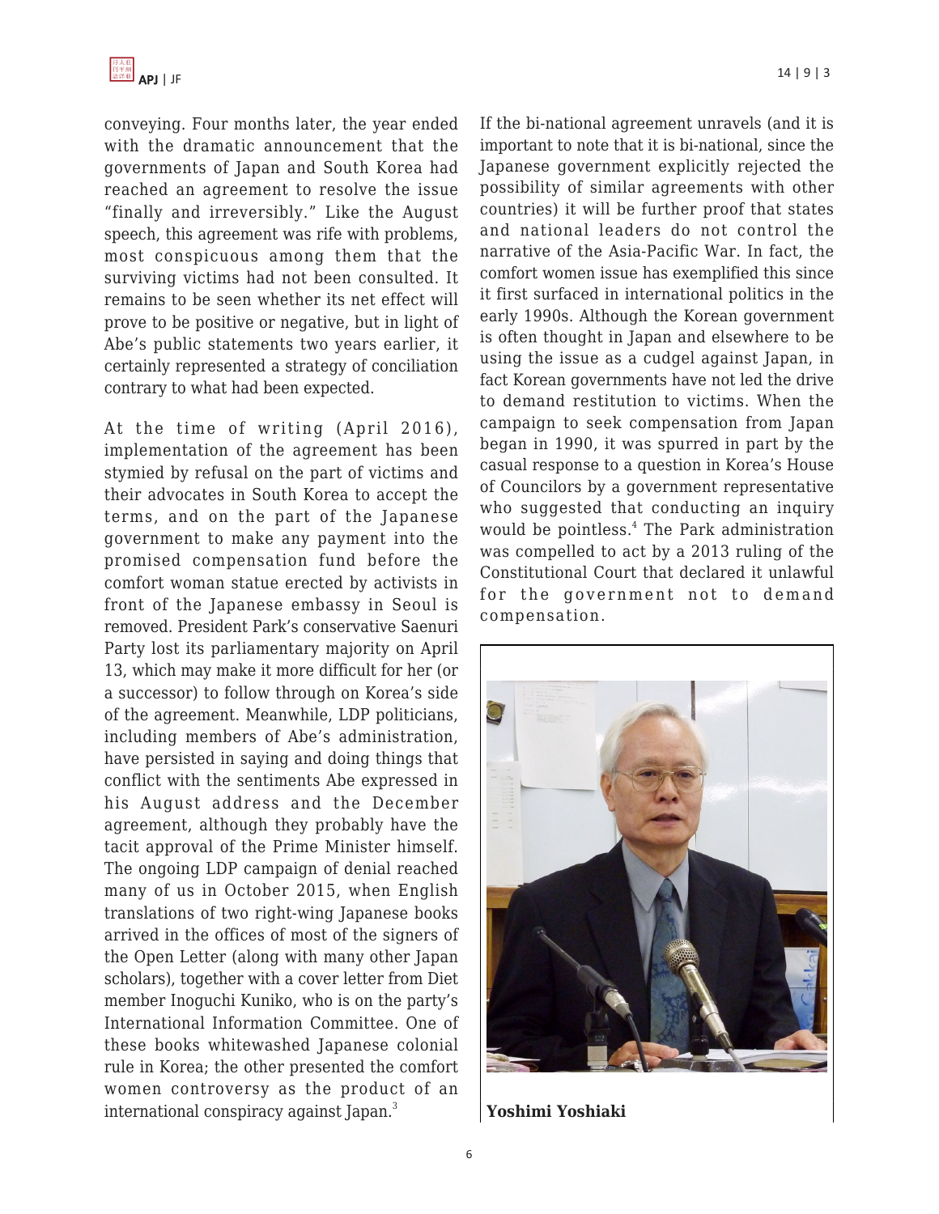conveying. Four months later, the year ended with the dramatic announcement that the governments of Japan and South Korea had reached an agreement to resolve the issue "finally and irreversibly." Like the August speech, this agreement was rife with problems, most conspicuous among them that the surviving victims had not been consulted. It remains to be seen whether its net effect will prove to be positive or negative, but in light of Abe's public statements two years earlier, it certainly represented a strategy of conciliation contrary to what had been expected.

At the time of writing (April 2016), implementation of the agreement has been stymied by refusal on the part of victims and their advocates in South Korea to accept the terms, and on the part of the Japanese government to make any payment into the promised compensation fund before the comfort woman statue erected by activists in front of the Japanese embassy in Seoul is removed. President Park's conservative Saenuri Party lost its parliamentary majority on April 13, which may make it more difficult for her (or a successor) to follow through on Korea's side of the agreement. Meanwhile, LDP politicians, including members of Abe's administration, have persisted in saying and doing things that conflict with the sentiments Abe expressed in his August address and the December agreement, although they probably have the tacit approval of the Prime Minister himself. The ongoing LDP campaign of denial reached many of us in October 2015, when English translations of two right-wing Japanese books arrived in the offices of most of the signers of the Open Letter (along with many other Japan scholars), together with a cover letter from Diet member Inoguchi Kuniko, who is on the party's International Information Committee. One of these books whitewashed Japanese colonial rule in Korea; the other presented the comfort women controversy as the product of an international conspiracy against Japan.[3]

If the bi-national agreement unravels (and it is important to note that it is bi-national, since the Japanese government explicitly rejected the possibility of similar agreements with other countries) it will be further proof that states and national leaders do not control the narrative of the Asia-Pacific War. In fact, the comfort women issue has exemplified this since it first surfaced in international politics in the early 1990s. Although the Korean government is often thought in Japan and elsewhere to be using the issue as a cudgel against Japan, in fact Korean governments have not led the drive to demand restitution to victims. When the campaign to seek compensation from Japan began in 1990, it was spurred in part by the casual response to a question in Korea's House of Councilors by a government representative who suggested that conducting an inquiry would be pointless.[4] The Park administration was compelled to act by a 2013 ruling of the Constitutional Court that declared it unlawful for the government not to demand compensation.

**Yoshimi Yoshiaki**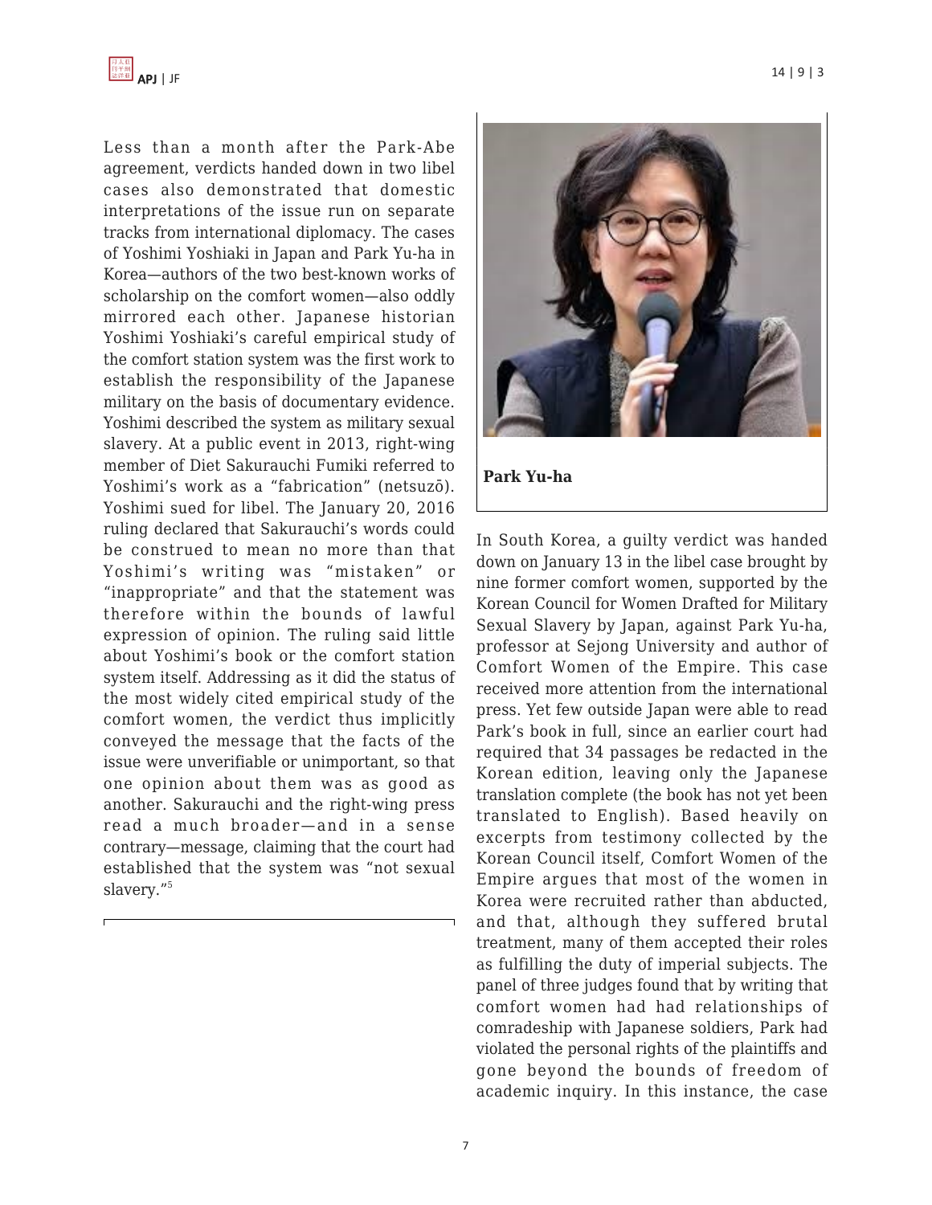Less than a month after the Park-Abe agreement, verdicts handed down in two libel cases also demonstrated that domestic interpretations of the issue run on separate tracks from international diplomacy. The cases of Yoshimi Yoshiaki in Japan and Park Yu-ha in Korea—authors of the two best-known works of scholarship on the comfort women—also oddly mirrored each other. Japanese historian Yoshimi Yoshiaki's careful empirical study of the comfort station system was the first work to establish the responsibility of the Japanese military on the basis of documentary evidence. Yoshimi described the system as military sexual slavery. At a public event in 2013, right-wing member of Diet Sakurauchi Fumiki referred to Yoshimi's work as a "fabrication" (netsuzō). Yoshimi sued for libel. The January 20, 2016 ruling declared that Sakurauchi's words could be construed to mean no more than that Yoshimi's writing was "mistaken" or "inappropriate" and that the statement was therefore within the bounds of lawful expression of opinion. The ruling said little about Yoshimi's book or the comfort station system itself. Addressing as it did the status of the most widely cited empirical study of the comfort women, the verdict thus implicitly conveyed the message that the facts of the issue were unverifiable or unimportant, so that one opinion about them was as good as another. Sakurauchi and the right-wing press read a much broader—and in a sense contrary—message, claiming that the court had established that the system was "not sexual slavery."[5]

**Park Yu-ha**

In South Korea, a guilty verdict was handed down on January 13 in the libel case brought by nine former comfort women, supported by the Korean Council for Women Drafted for Military Sexual Slavery by Japan, against Park Yu-ha, professor at Sejong University and author of Comfort Women of the Empire. This case received more attention from the international press. Yet few outside Japan were able to read Park's book in full, since an earlier court had required that 34 passages be redacted in the Korean edition, leaving only the Japanese translation complete (the book has not yet been translated to English). Based heavily on excerpts from testimony collected by the Korean Council itself, Comfort Women of the Empire argues that most of the women in Korea were recruited rather than abducted, and that, although they suffered brutal treatment, many of them accepted their roles as fulfilling the duty of imperial subjects. The panel of three judges found that by writing that comfort women had had relationships of comradeship with Japanese soldiers, Park had violated the personal rights of the plaintiffs and gone beyond the bounds of freedom of academic inquiry. In this instance, the case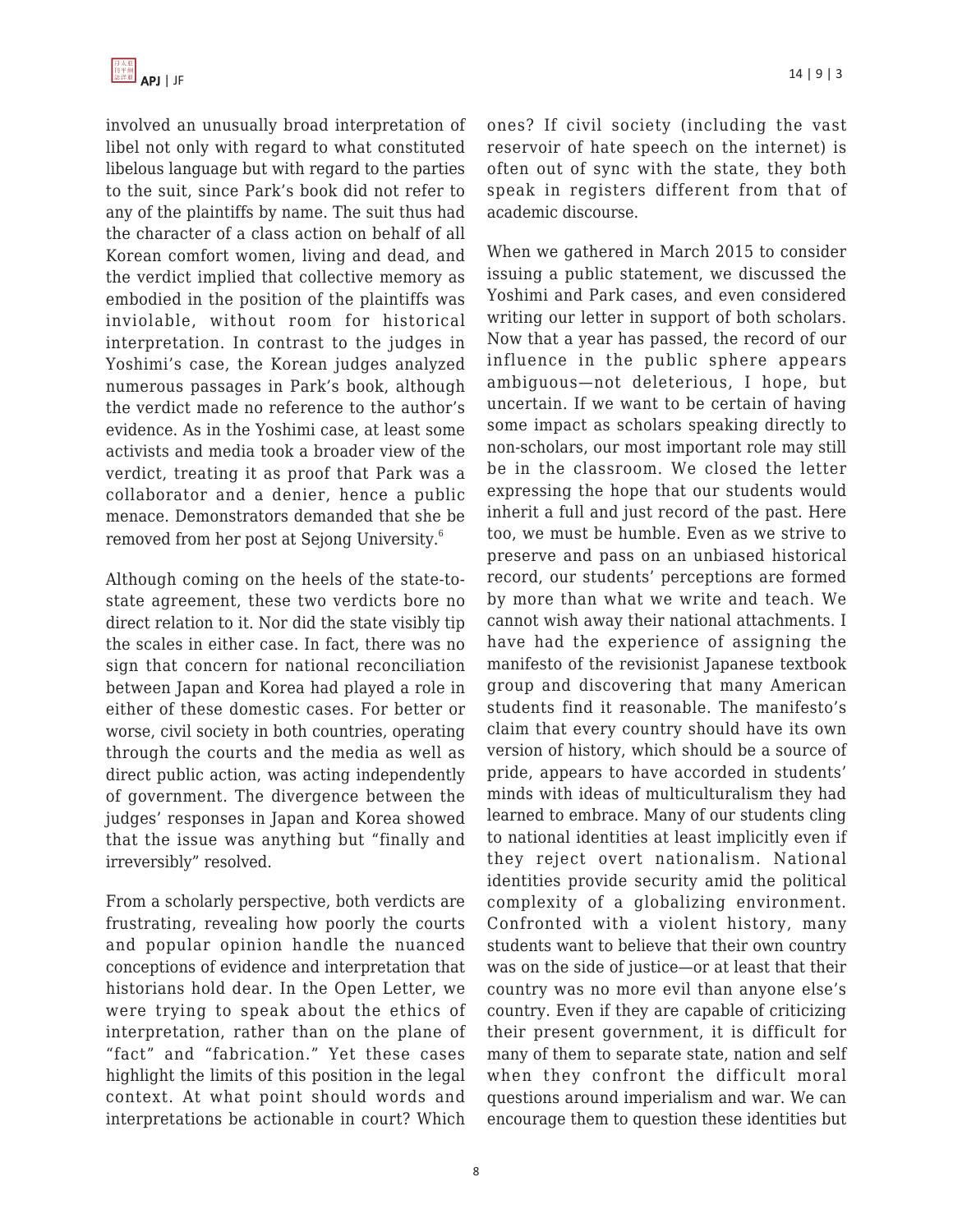involved an unusually broad interpretation of libel not only with regard to what constituted libelous language but with regard to the parties to the suit, since Park's book did not refer to any of the plaintiffs by name. The suit thus had the character of a class action on behalf of all Korean comfort women, living and dead, and the verdict implied that collective memory as embodied in the position of the plaintiffs was inviolable, without room for historical interpretation. In contrast to the judges in Yoshimi's case, the Korean judges analyzed numerous passages in Park's book, although the verdict made no reference to the author's evidence. As in the Yoshimi case, at least some activists and media took a broader view of the verdict, treating it as proof that Park was a collaborator and a denier, hence a public menace. Demonstrators demanded that she be removed from her post at Sejong University.[6]

Although coming on the heels of the state-to-state agreement, these two verdicts bore no direct relation to it. Nor did the state visibly tip the scales in either case. In fact, there was no sign that concern for national reconciliation between Japan and Korea had played a role in either of these domestic cases. For better or worse, civil society in both countries, operating through the courts and the media as well as direct public action, was acting independently of government. The divergence between the judges' responses in Japan and Korea showed that the issue was anything but "finally and irreversibly" resolved.

From a scholarly perspective, both verdicts are frustrating, revealing how poorly the courts and popular opinion handle the nuanced conceptions of evidence and interpretation that historians hold dear. In the Open Letter, we were trying to speak about the ethics of interpretation, rather than on the plane of "fact" and "fabrication." Yet these cases highlight the limits of this position in the legal context. At what point should words and interpretations be actionable in court? Which ones? If civil society (including the vast reservoir of hate speech on the internet) is often out of sync with the state, they both speak in registers different from that of academic discourse.

When we gathered in March 2015 to consider issuing a public statement, we discussed the Yoshimi and Park cases, and even considered writing our letter in support of both scholars. Now that a year has passed, the record of our influence in the public sphere appears ambiguous—not deleterious, I hope, but uncertain. If we want to be certain of having some impact as scholars speaking directly to non-scholars, our most important role may still be in the classroom. We closed the letter expressing the hope that our students would inherit a full and just record of the past. Here too, we must be humble. Even as we strive to preserve and pass on an unbiased historical record, our students' perceptions are formed by more than what we write and teach. We cannot wish away their national attachments. I have had the experience of assigning the manifesto of the revisionist Japanese textbook group and discovering that many American students find it reasonable. The manifesto's claim that every country should have its own version of history, which should be a source of pride, appears to have accorded in students' minds with ideas of multiculturalism they had learned to embrace. Many of our students cling to national identities at least implicitly even if they reject overt nationalism. National identities provide security amid the political complexity of a globalizing environment. Confronted with a violent history, many students want to believe that their own country was on the side of justice—or at least that their country was no more evil than anyone else's country. Even if they are capable of criticizing their present government, it is difficult for many of them to separate state, nation and self when they confront the difficult moral questions around imperialism and war. We can encourage them to question these identities but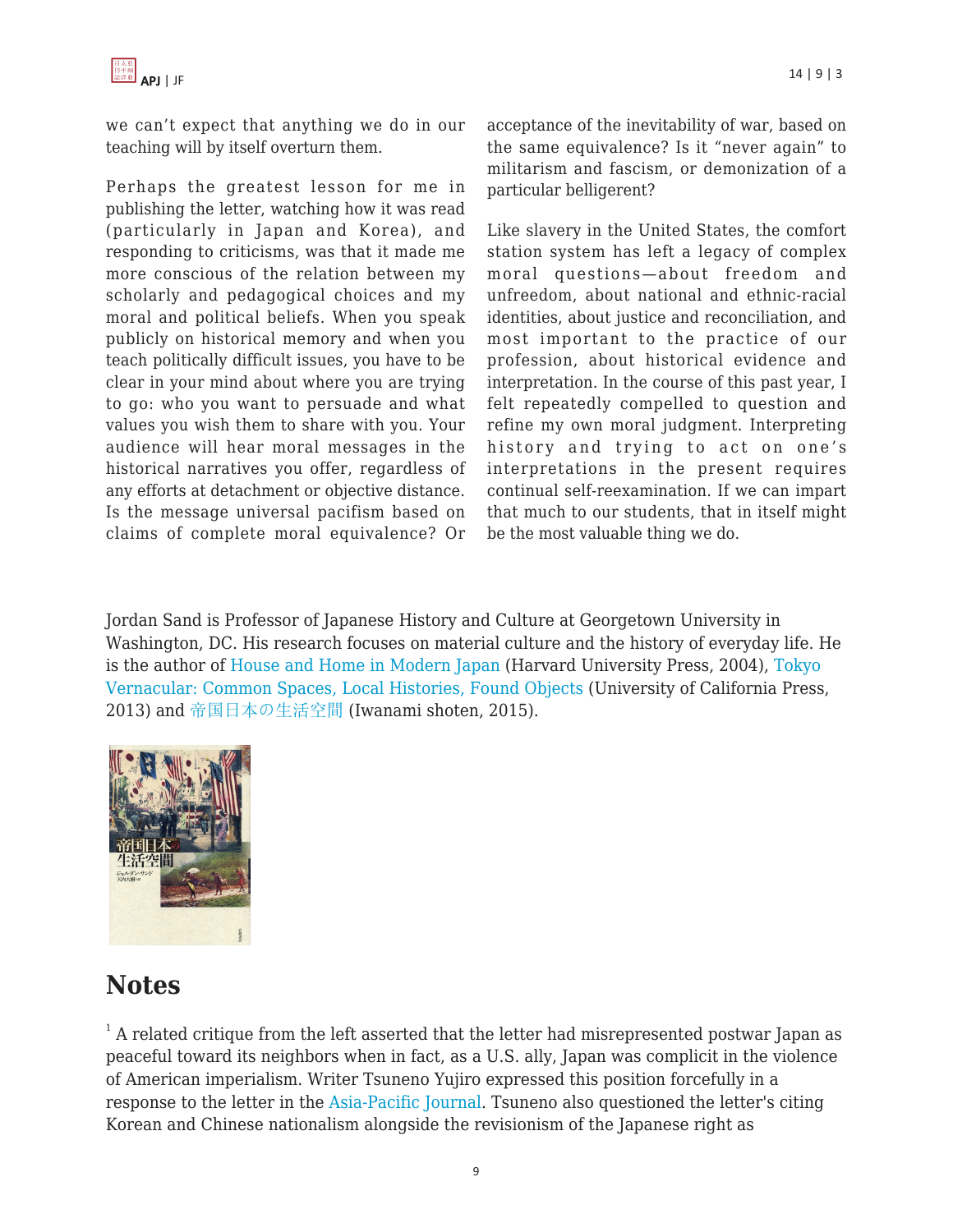we can't expect that anything we do in our teaching will by itself overturn them.

Perhaps the greatest lesson for me in publishing the letter, watching how it was read (particularly in Japan and Korea), and responding to criticisms, was that it made me more conscious of the relation between my scholarly and pedagogical choices and my moral and political beliefs. When you speak publicly on historical memory and when you teach politically difficult issues, you have to be clear in your mind about where you are trying to go: who you want to persuade and what values you wish them to share with you. Your audience will hear moral messages in the historical narratives you offer, regardless of any efforts at detachment or objective distance. Is the message universal pacifism based on claims of complete moral equivalence? Or acceptance of the inevitability of war, based on the same equivalence? Is it "never again" to militarism and fascism, or demonization of a particular belligerent?

Like slavery in the United States, the comfort station system has left a legacy of complex moral questions—about freedom and unfreedom, about national and ethnic-racial identities, about justice and reconciliation, and most important to the practice of our profession, about historical evidence and interpretation. In the course of this past year, I felt repeatedly compelled to question and refine my own moral judgment. Interpreting history and trying to act on one's interpretations in the present requires continual self-reexamination. If we can impart that much to our students, that in itself might be the most valuable thing we do.

Jordan Sand is Professor of Japanese History and Culture at Georgetown University in Washington, DC. His research focuses on material culture and the history of everyday life. He is the author of House and Home in Modern Japan (Harvard University Press, 2004), Tokyo Vernacular: Common Spaces, Local Histories, Found Objects (University of California Press, 2013) and 帝国日本の生活空間 (Iwanami shoten, 2015).

## Notes

[1] A related critique from the left asserted that the letter had misrepresented postwar Japan as peaceful toward its neighbors when in fact, as a U.S. ally, Japan was complicit in the violence of American imperialism. Writer Tsuneno Yujiro expressed this position forcefully in a response to the letter in the Asia-Pacific Journal. Tsuneno also questioned the letter's citing Korean and Chinese nationalism alongside the revisionism of the Japanese right as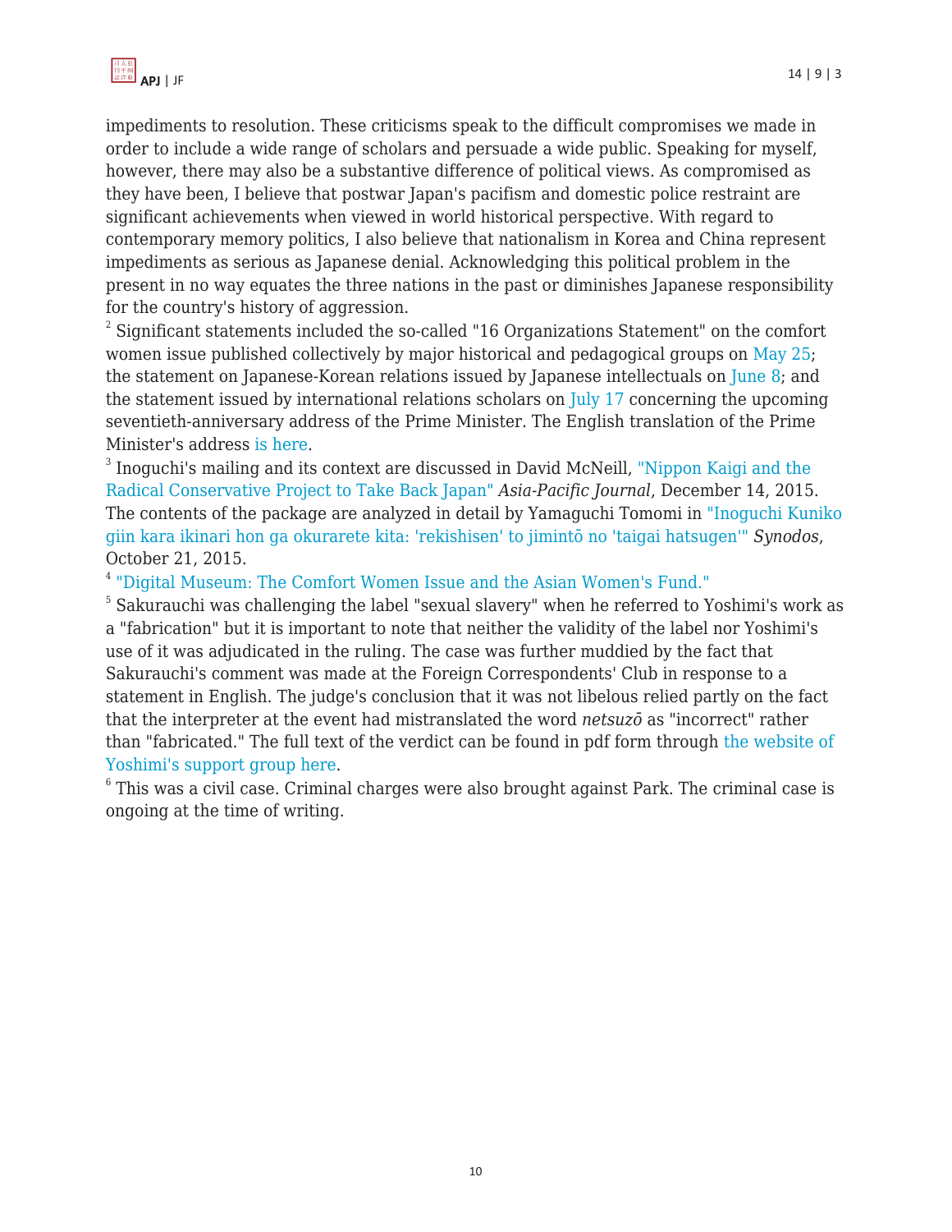impediments to resolution. These criticisms speak to the difficult compromises we made in order to include a wide range of scholars and persuade a wide public. Speaking for myself, however, there may also be a substantive difference of political views. As compromised as they have been, I believe that postwar Japan's pacifism and domestic police restraint are significant achievements when viewed in world historical perspective. With regard to contemporary memory politics, I also believe that nationalism in Korea and China represent impediments as serious as Japanese denial. Acknowledging this political problem in the present in no way equates the three nations in the past or diminishes Japanese responsibility for the country's history of aggression.

[2] Significant statements included the so-called "16 Organizations Statement" on the comfort women issue published collectively by major historical and pedagogical groups on May 25; the statement on Japanese-Korean relations issued by Japanese intellectuals on June 8; and the statement issued by international relations scholars on July 17 concerning the upcoming seventieth-anniversary address of the Prime Minister. The English translation of the Prime Minister's address is here.

[3] Inoguchi's mailing and its context are discussed in David McNeill, "Nippon Kaigi and the Radical Conservative Project to Take Back Japan" *Asia-Pacific Journal*, December 14, 2015. The contents of the package are analyzed in detail by Yamaguchi Tomomi in "Inoguchi Kuniko giin kara ikinari hon ga okurarete kita: 'rekishisen' to jimintō no 'taigai hatsugen'" *Synodos*, October 21, 2015.

[4] "Digital Museum: The Comfort Women Issue and the Asian Women's Fund."

[5] Sakurauchi was challenging the label "sexual slavery" when he referred to Yoshimi's work as a "fabrication" but it is important to note that neither the validity of the label nor Yoshimi's use of it was adjudicated in the ruling. The case was further muddied by the fact that Sakurauchi's comment was made at the Foreign Correspondents' Club in response to a statement in English. The judge's conclusion that it was not libelous relied partly on the fact that the interpreter at the event had mistranslated the word *netsuzō* as "incorrect" rather than "fabricated." The full text of the verdict can be found in pdf form through the website of Yoshimi's support group here.

[6] This was a civil case. Criminal charges were also brought against Park. The criminal case is ongoing at the time of writing.